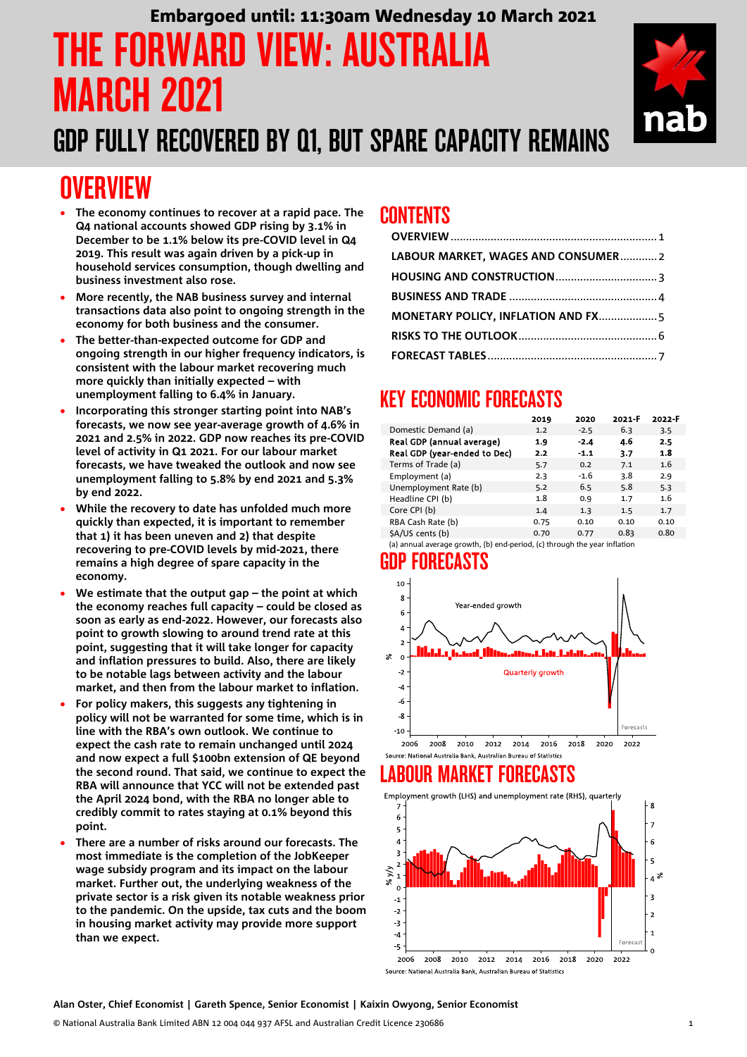Embargoed until: 11:30am Wednesday 10 March 2021

# THE FORWARD VIEW: AUSTRALIA MARCH 2021

## GDP FULLY RECOVERED BY Q1, BUT SPARE CAPACITY REMAINS

## OVERVIEW

- **The economy continues to recover at a rapid pace. The Q4 national accounts showed GDP rising by 3.1% in December to be 1.1% below its pre-COVID level in Q4 2019. This result was again driven by a pick-up in household services consumption, though dwelling and business investment also rose.**
- **More recently, the NAB business survey and internal transactions data also point to ongoing strength in the economy for both business and the consumer.**
- **The better-than-expected outcome for GDP and ongoing strength in our higher frequency indicators, is consistent with the labour market recovering much more quickly than initially expected – with unemployment falling to 6.4% in January.**
- **Incorporating this stronger starting point into NAB's forecasts, we now see year-average growth of 4.6% in 2021 and 2.5% in 2022. GDP now reaches its pre-COVID level of activity in Q1 2021. For our labour market forecasts, we have tweaked the outlook and now see unemployment falling to 5.8% by end 2021 and 5.3% by end 2022.**
- **While the recovery to date has unfolded much more quickly than expected, it is important to remember that 1) it has been uneven and 2) that despite recovering to pre-COVID levels by mid-2021, there remains a high degree of spare capacity in the economy.**
- **We estimate that the output gap – the point at which the economy reaches full capacity – could be closed as soon as early as end-2022. However, our forecasts also point to growth slowing to around trend rate at this point, suggesting that it will take longer for capacity and inflation pressures to build. Also, there are likely to be notable lags between activity and the labour market, and then from the labour market to inflation.**
- **For policy makers, this suggests any tightening in policy will not be warranted for some time, which is in line with the RBA's own outlook. We continue to expect the cash rate to remain unchanged until 2024 and now expect a full $100bn extension of QE beyond the second round. That said, we continue to expect the RBA will announce that YCC will not be extended past the April 2024 bond, with the RBA no longer able to credibly commit to rates staying at 0.1% beyond this point.**
- **There are a number of risks around our forecasts. The most immediate is the completion of the JobKeeper wage subsidy program and its impact on the labour market. Further out, the underlying weakness of the private sector is a risk given its notable weakness prior to the pandemic. On the upside, tax cuts and the boom in housing market activity may provide more support than we expect.**

## CONTENTS

- OVERVIEW ........ 1
- LABOUR MARKET, WAGES AND CONSUMER ........ 2
- HOUSING AND CONSTRUCTION ........ 3
- BUSINESS AND TRADE ........ 4
- MONETARY POLICY, INFLATION AND FX ........ 5
- RISKS TO THE OUTLOOK ........ 6
- FORECAST TABLES ........ 7

## KEY ECONOMIC FORECASTS

| | 2019 | 2020 | 2021-F | 2022-F |
|---|---|---|---|---|
| Domestic Demand (a) | 1.2 | -2.5 | 6.3 | 3.5 |
| **Real GDP (annual average)** | **1.9** | **-2.4** | **4.6** | **2.5** |
| **Real GDP (year-ended to Dec)** | **2.2** | **-1.1** | **3.7** | **1.8** |
| Terms of Trade (a) | 5.7 | 0.2 | 7.1 | 1.6 |
| Employment (a) | 2.3 | -1.6 | 3.8 | 2.9 |
| Unemployment Rate (b) | 5.2 | 6.5 | 5.8 | 5.3 |
| Headline CPI (b) | 1.8 | 0.9 | 1.7 | 1.6 |
| Core CPI (b) | 1.4 | 1.3 | 1.5 | 1.7 |
| RBA Cash Rate (b) | 0.75 | 0.10 | 0.10 | 0.10 |
| $A/US cents (b) | 0.70 | 0.77 | 0.83 | 0.80 |

(a) annual average growth, (b) end-period, (c) through the year inflation

## GDP FORECASTS

Source: National Australia Bank, Australian Bureau of Statistics

## LABOUR MARKET FORECASTS

Employment growth (LHS) and unemployment rate (RHS), quarterly

Source: National Australia Bank, Australian Bureau of Statistics

Alan Oster, Chief Economist | Gareth Spence, Senior Economist | Kaixin Owyong, Senior Economist

© National Australia Bank Limited ABN 12 004 044 937 AFSL and Australian Credit Licence 230686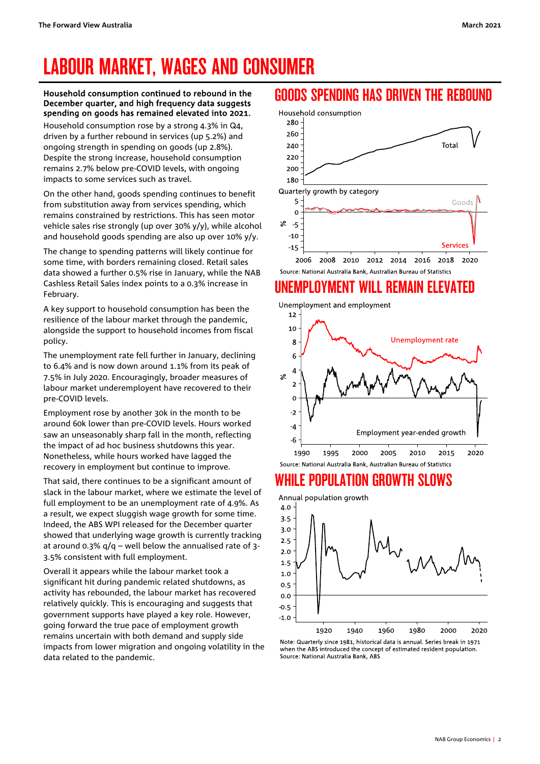# LABOUR MARKET, WAGES AND CONSUMER

**Household consumption continued to rebound in the December quarter, and high frequency data suggests spending on goods has remained elevated into 2021.**

Household consumption rose by a strong 4.3% in Q4, driven by a further rebound in services (up 5.2%) and ongoing strength in spending on goods (up 2.8%). Despite the strong increase, household consumption remains 2.7% below pre-COVID levels, with ongoing impacts to some services such as travel.

On the other hand, goods spending continues to benefit from substitution away from services spending, which remains constrained by restrictions. This has seen motor vehicle sales rise strongly (up over 30% y/y), while alcohol and household goods spending are also up over 10% y/y.

The change to spending patterns will likely continue for some time, with borders remaining closed. Retail sales data showed a further 0.5% rise in January, while the NAB Cashless Retail Sales index points to a 0.3% increase in February.

A key support to household consumption has been the resilience of the labour market through the pandemic, alongside the support to household incomes from fiscal policy.

The unemployment rate fell further in January, declining to 6.4% and is now down around 1.1% from its peak of 7.5% in July 2020. Encouragingly, broader measures of labour market underemployment have recovered to their pre-COVID levels.

Employment rose by another 30k in the month to be around 60k lower than pre-COVID levels. Hours worked saw an unseasonably sharp fall in the month, reflecting the impact of ad hoc business shutdowns this year. Nonetheless, while hours worked have lagged the recovery in employment but continue to improve.

That said, there continues to be a significant amount of slack in the labour market, where we estimate the level of full employment to be an unemployment rate of 4.9%. As a result, we expect sluggish wage growth for some time. Indeed, the ABS WPI released for the December quarter showed that underlying wage growth is currently tracking at around 0.3% q/q – well below the annualised rate of 3-3.5% consistent with full employment.

Overall it appears while the labour market took a significant hit during pandemic related shutdowns, as activity has rebounded, the labour market has recovered relatively quickly. This is encouraging and suggests that government supports have played a key role. However, going forward the true pace of employment growth remains uncertain with both demand and supply side impacts from lower migration and ongoing volatility in the data related to the pandemic.

## GOODS SPENDING HAS DRIVEN THE REBOUND

Household consumption

Quarterly growth by category

Source: National Australia Bank, Australian Bureau of Statistics

## UNEMPLOYMENT WILL REMAIN ELEVATED

Unemployment and employment

Source: National Australia Bank, Australian Bureau of Statistics

## WHILE POPULATION GROWTH SLOWS

Annual population growth

Note: Quarterly since 1981, historical data is annual. Series break in 1971 when the ABS introduced the concept of estimated resident population.
Source: National Australia Bank, ABS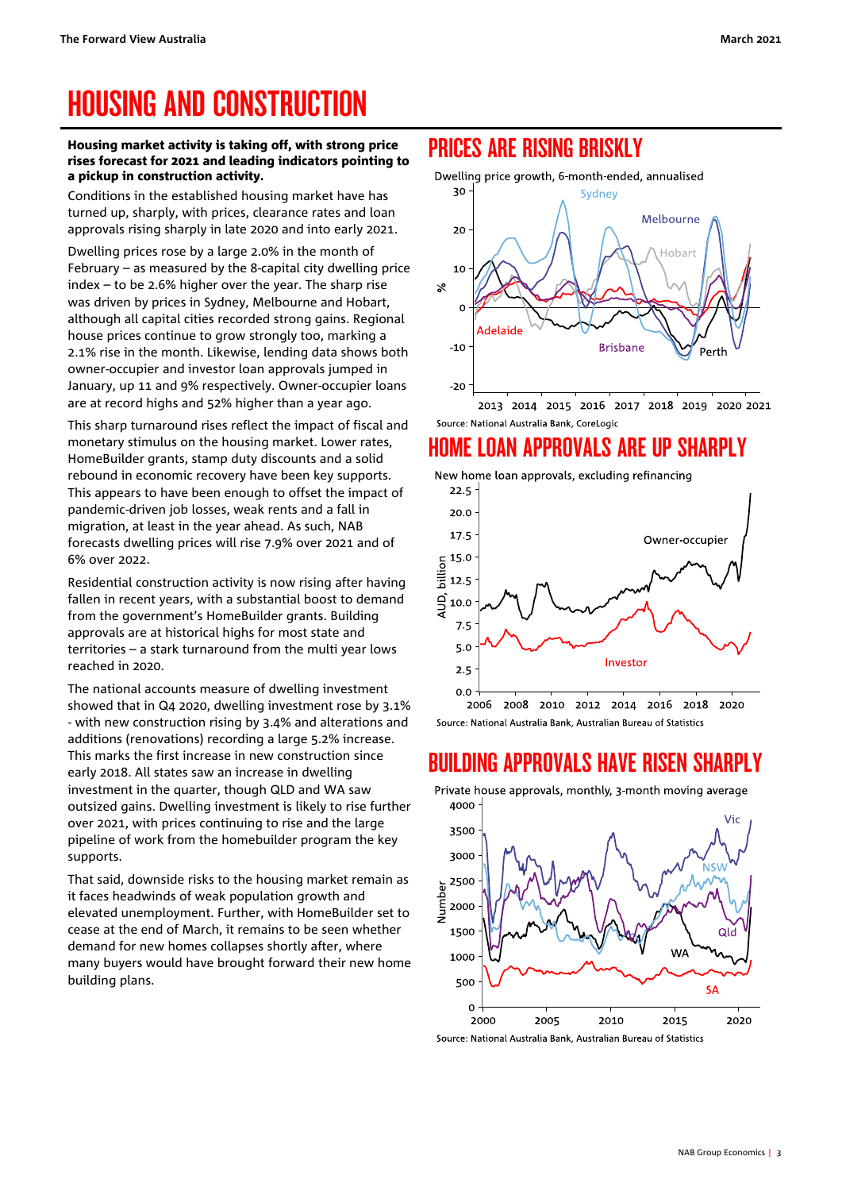# HOUSING AND CONSTRUCTION

**Housing market activity is taking off, with strong price rises forecast for 2021 and leading indicators pointing to a pickup in construction activity.**

Conditions in the established housing market have has turned up, sharply, with prices, clearance rates and loan approvals rising sharply in late 2020 and into early 2021.

Dwelling prices rose by a large 2.0% in the month of February – as measured by the 8-capital city dwelling price index – to be 2.6% higher over the year. The sharp rise was driven by prices in Sydney, Melbourne and Hobart, although all capital cities recorded strong gains. Regional house prices continue to grow strongly too, marking a 2.1% rise in the month. Likewise, lending data shows both owner-occupier and investor loan approvals jumped in January, up 11 and 9% respectively. Owner-occupier loans are at record highs and 52% higher than a year ago.

This sharp turnaround rises reflect the impact of fiscal and monetary stimulus on the housing market. Lower rates, HomeBuilder grants, stamp duty discounts and a solid rebound in economic recovery have been key supports. This appears to have been enough to offset the impact of pandemic-driven job losses, weak rents and a fall in migration, at least in the year ahead. As such, NAB forecasts dwelling prices will rise 7.9% over 2021 and of 6% over 2022.

Residential construction activity is now rising after having fallen in recent years, with a substantial boost to demand from the government's HomeBuilder grants. Building approvals are at historical highs for most state and territories – a stark turnaround from the multi year lows reached in 2020.

The national accounts measure of dwelling investment showed that in Q4 2020, dwelling investment rose by 3.1% - with new construction rising by 3.4% and alterations and additions (renovations) recording a large 5.2% increase. This marks the first increase in new construction since early 2018. All states saw an increase in dwelling investment in the quarter, though QLD and WA saw outsized gains. Dwelling investment is likely to rise further over 2021, with prices continuing to rise and the large pipeline of work from the homebuilder program the key supports.

That said, downside risks to the housing market remain as it faces headwinds of weak population growth and elevated unemployment. Further, with HomeBuilder set to cease at the end of March, it remains to be seen whether demand for new homes collapses shortly after, where many buyers would have brought forward their new home building plans.

## PRICES ARE RISING BRISKLY

Dwelling price growth, 6-month-ended, annualised

Source: National Australia Bank, CoreLogic

## HOME LOAN APPROVALS ARE UP SHARPLY

New home loan approvals, excluding refinancing

Source: National Australia Bank, Australian Bureau of Statistics

## BUILDING APPROVALS HAVE RISEN SHARPLY

Private house approvals, monthly, 3-month moving average

Source: National Australia Bank, Australian Bureau of Statistics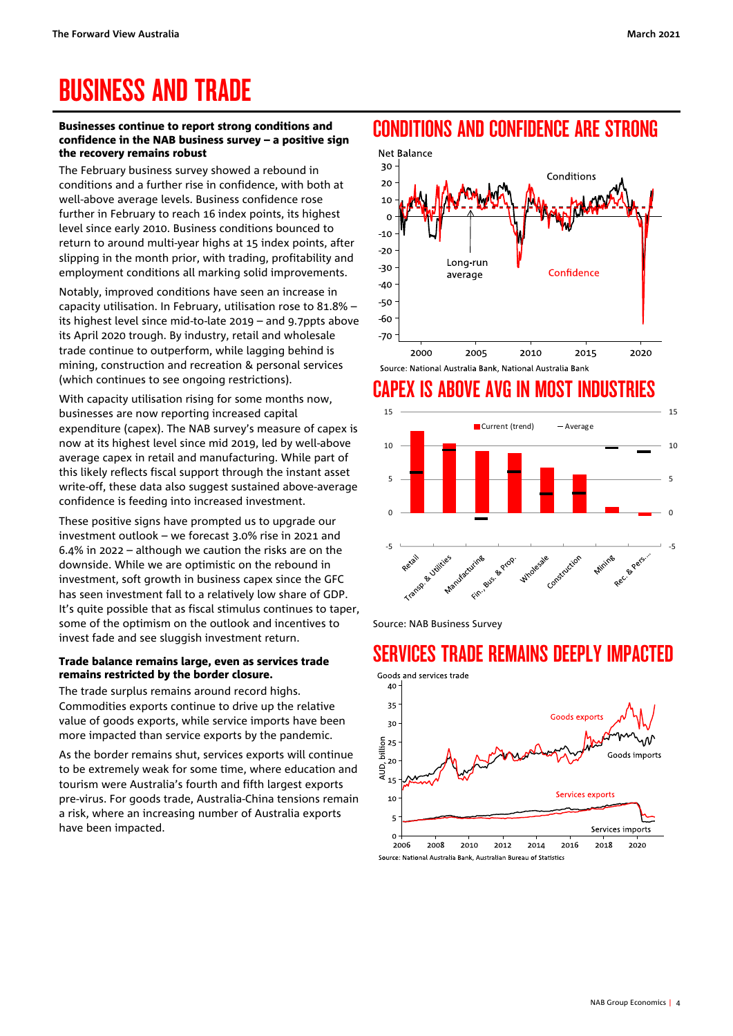# BUSINESS AND TRADE

**Businesses continue to report strong conditions and confidence in the NAB business survey – a positive sign the recovery remains robust**

The February business survey showed a rebound in conditions and a further rise in confidence, with both at well-above average levels. Business confidence rose further in February to reach 16 index points, its highest level since early 2010. Business conditions bounced to return to around multi-year highs at 15 index points, after slipping in the month prior, with trading, profitability and employment conditions all marking solid improvements.

Notably, improved conditions have seen an increase in capacity utilisation. In February, utilisation rose to 81.8% – its highest level since mid-to-late 2019 – and 9.7ppts above its April 2020 trough. By industry, retail and wholesale trade continue to outperform, while lagging behind is mining, construction and recreation & personal services (which continues to see ongoing restrictions).

With capacity utilisation rising for some months now, businesses are now reporting increased capital expenditure (capex). The NAB survey's measure of capex is now at its highest level since mid 2019, led by well-above average capex in retail and manufacturing. While part of this likely reflects fiscal support through the instant asset write-off, these data also suggest sustained above-average confidence is feeding into increased investment.

These positive signs have prompted us to upgrade our investment outlook – we forecast 3.0% rise in 2021 and 6.4% in 2022 – although we caution the risks are on the downside. While we are optimistic on the rebound in investment, soft growth in business capex since the GFC has seen investment fall to a relatively low share of GDP. It's quite possible that as fiscal stimulus continues to taper, some of the optimism on the outlook and incentives to invest fade and see sluggish investment return.

**Trade balance remains large, even as services trade remains restricted by the border closure.**

The trade surplus remains around record highs. Commodities exports continue to drive up the relative value of goods exports, while service imports have been more impacted than service exports by the pandemic.

As the border remains shut, services exports will continue to be extremely weak for some time, where education and tourism were Australia's fourth and fifth largest exports pre-virus. For goods trade, Australia-China tensions remain a risk, where an increasing number of Australia exports have been impacted.

## CONDITIONS AND CONFIDENCE ARE STRONG

Source: National Australia Bank, National Australia Bank

## CAPEX IS ABOVE AVG IN MOST INDUSTRIES

Source: NAB Business Survey

## SERVICES TRADE REMAINS DEEPLY IMPACTED

Source: National Australia Bank, Australian Bureau of Statistics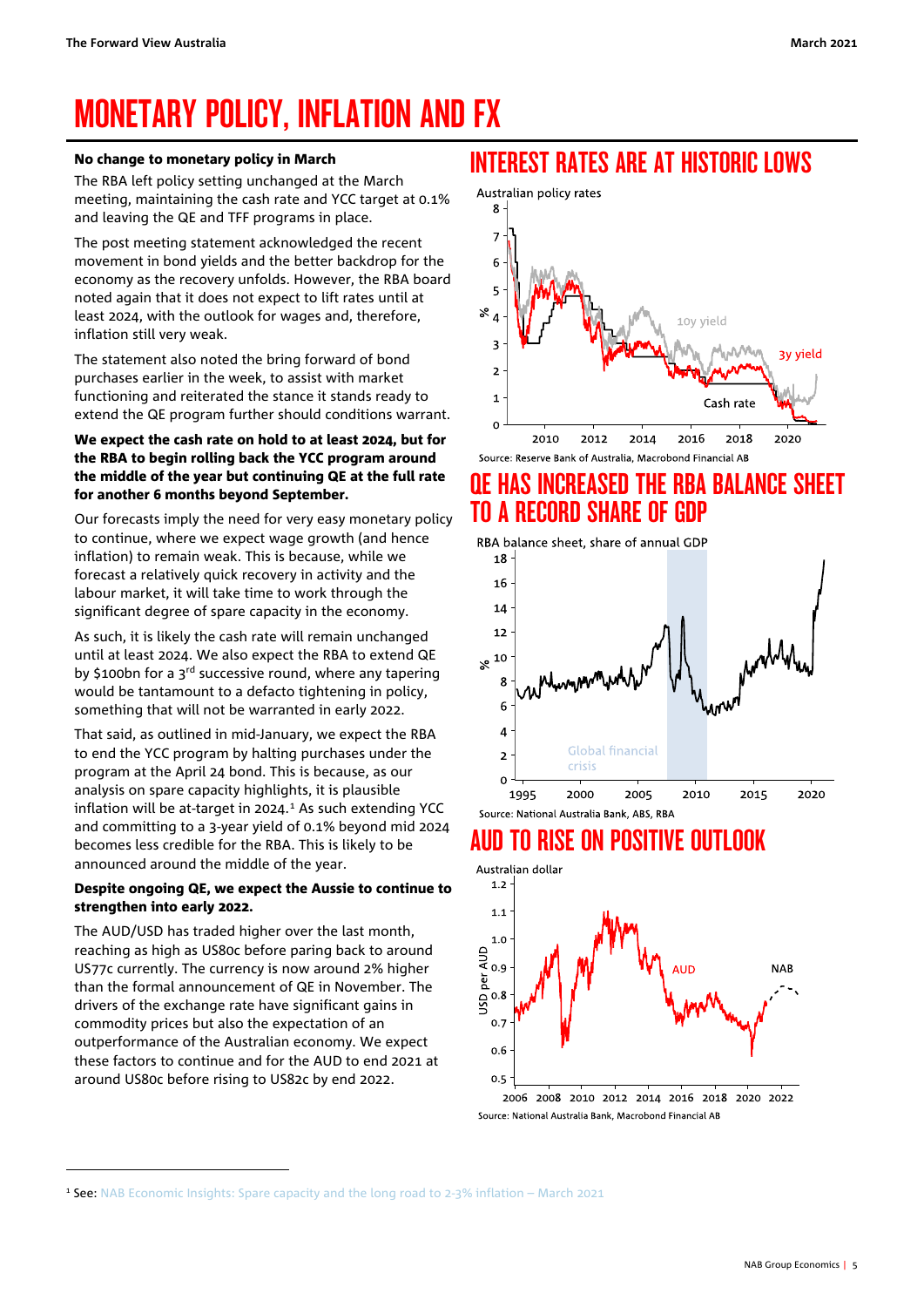# MONETARY POLICY, INFLATION AND FX

**No change to monetary policy in March**

The RBA left policy setting unchanged at the March meeting, maintaining the cash rate and YCC target at 0.1% and leaving the QE and TFF programs in place.

The post meeting statement acknowledged the recent movement in bond yields and the better backdrop for the economy as the recovery unfolds. However, the RBA board noted again that it does not expect to lift rates until at least 2024, with the outlook for wages and, therefore, inflation still very weak.

The statement also noted the bring forward of bond purchases earlier in the week, to assist with market functioning and reiterated the stance it stands ready to extend the QE program further should conditions warrant.

**We expect the cash rate on hold to at least 2024, but for the RBA to begin rolling back the YCC program around the middle of the year but continuing QE at the full rate for another 6 months beyond September.**

Our forecasts imply the need for very easy monetary policy to continue, where we expect wage growth (and hence inflation) to remain weak. This is because, while we forecast a relatively quick recovery in activity and the labour market, it will take time to work through the significant degree of spare capacity in the economy.

As such, it is likely the cash rate will remain unchanged until at least 2024. We also expect the RBA to extend QE by $100bn for a 3rd successive round, where any tapering would be tantamount to a defacto tightening in policy, something that will not be warranted in early 2022.

That said, as outlined in mid-January, we expect the RBA to end the YCC program by halting purchases under the program at the April 24 bond. This is because, as our analysis on spare capacity highlights, it is plausible inflation will be at-target in 2024.[1] As such extending YCC and committing to a 3-year yield of 0.1% beyond mid 2024 becomes less credible for the RBA. This is likely to be announced around the middle of the year.

**Despite ongoing QE, we expect the Aussie to continue to strengthen into early 2022.**

The AUD/USD has traded higher over the last month, reaching as high as US80c before paring back to around US77c currently. The currency is now around 2% higher than the formal announcement of QE in November. The drivers of the exchange rate have significant gains in commodity prices but also the expectation of an outperformance of the Australian economy. We expect these factors to continue and for the AUD to end 2021 at around US80c before rising to US82c by end 2022.

## INTEREST RATES ARE AT HISTORIC LOWS

Source: Reserve Bank of Australia, Macrobond Financial AB

## QE HAS INCREASED THE RBA BALANCE SHEET TO A RECORD SHARE OF GDP

Source: National Australia Bank, ABS, RBA

## AUD TO RISE ON POSITIVE OUTLOOK

Source: National Australia Bank, Macrobond Financial AB

[1] See: NAB Economic Insights: Spare capacity and the long road to 2-3% inflation – March 2021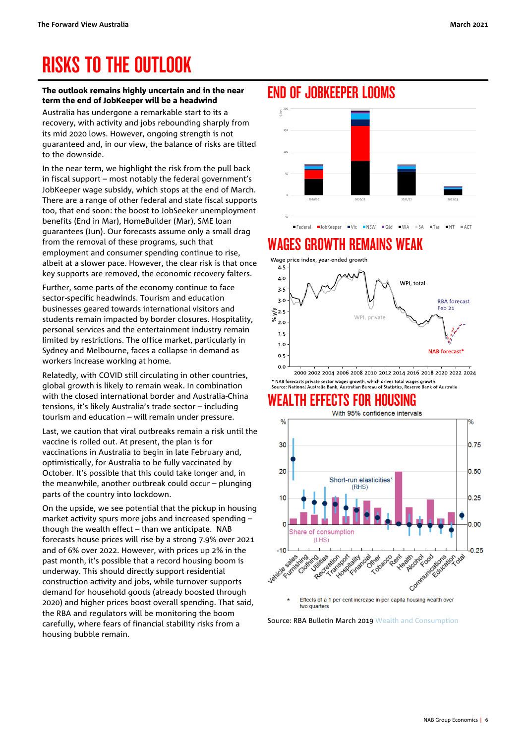# RISKS TO THE OUTLOOK

**The outlook remains highly uncertain and in the near term the end of JobKeeper will be a headwind**

Australia has undergone a remarkable start to its a recovery, with activity and jobs rebounding sharply from its mid 2020 lows. However, ongoing strength is not guaranteed and, in our view, the balance of risks are tilted to the downside.

In the near term, we highlight the risk from the pull back in fiscal support – most notably the federal government's JobKeeper wage subsidy, which stops at the end of March. There are a range of other federal and state fiscal supports too, that end soon: the boost to JobSeeker unemployment benefits (End in Mar), HomeBuilder (Mar), SME loan guarantees (Jun). Our forecasts assume only a small drag from the removal of these programs, such that employment and consumer spending continue to rise, albeit at a slower pace. However, the clear risk is that once key supports are removed, the economic recovery falters.

Further, some parts of the economy continue to face sector-specific headwinds. Tourism and education businesses geared towards international visitors and students remain impacted by border closures. Hospitality, personal services and the entertainment industry remain limited by restrictions. The office market, particularly in Sydney and Melbourne, faces a collapse in demand as workers increase working at home.

Relatedly, with COVID still circulating in other countries, global growth is likely to remain weak. In combination with the closed international border and Australia-China tensions, it's likely Australia's trade sector – including tourism and education – will remain under pressure.

Last, we caution that viral outbreaks remain a risk until the vaccine is rolled out. At present, the plan is for vaccinations in Australia to begin in late February and, optimistically, for Australia to be fully vaccinated by October. It's possible that this could take longer and, in the meanwhile, another outbreak could occur – plunging parts of the country into lockdown.

On the upside, we see potential that the pickup in housing market activity spurs more jobs and increased spending – though the wealth effect – than we anticipate. NAB forecasts house prices will rise by a strong 7.9% over 2021 and of 6% over 2022. However, with prices up 2% in the past month, it's possible that a record housing boom is underway. This should directly support residential construction activity and jobs, while turnover supports demand for household goods (already boosted through 2020) and higher prices boost overall spending. That said, the RBA and regulators will be monitoring the boom carefully, where fears of financial stability risks from a housing bubble remain.

## END OF JOBKEEPER LOOMS

## WAGES GROWTH REMAINS WEAK

* NAB forecasts private sector wages growth, which drives total wages growth.
Source: National Australia Bank, Australian Bureau of Statistics, Reserve Bank of Australia

## WEALTH EFFECTS FOR HOUSING

\* Effects of a 1 per cent increase in per capita housing wealth over two quarters

Source: RBA Bulletin March 2019 Wealth and Consumption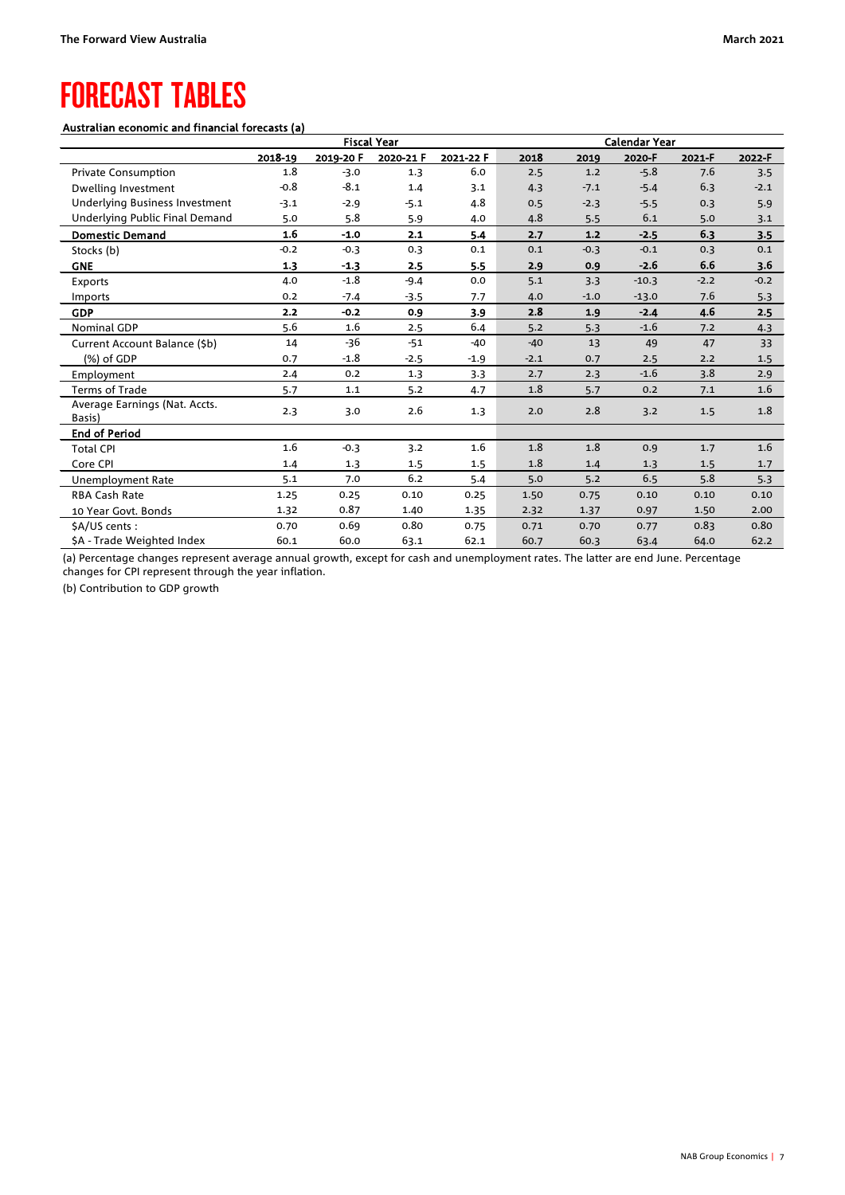# FORECAST TABLES

**Australian economic and financial forecasts (a)**

| | Fiscal Year | | | | Calendar Year | | | | |
|---|---|---|---|---|---|---|---|---|---|
| | 2018-19 | 2019-20 F | 2020-21 F | 2021-22 F | 2018 | 2019 | 2020-F | 2021-F | 2022-F |
| Private Consumption | 1.8 | -3.0 | 1.3 | 6.0 | 2.5 | 1.2 | -5.8 | 7.6 | 3.5 |
| Dwelling Investment | -0.8 | -8.1 | 1.4 | 3.1 | 4.3 | -7.1 | -5.4 | 6.3 | -2.1 |
| Underlying Business Investment | -3.1 | -2.9 | -5.1 | 4.8 | 0.5 | -2.3 | -5.5 | 0.3 | 5.9 |
| Underlying Public Final Demand | 5.0 | 5.8 | 5.9 | 4.0 | 4.8 | 5.5 | 6.1 | 5.0 | 3.1 |
| **Domestic Demand** | **1.6** | **-1.0** | **2.1** | **5.4** | **2.7** | **1.2** | **-2.5** | **6.3** | **3.5** |
| Stocks (b) | -0.2 | -0.3 | 0.3 | 0.1 | 0.1 | -0.3 | -0.1 | 0.3 | 0.1 |
| **GNE** | **1.3** | **-1.3** | **2.5** | **5.5** | **2.9** | **0.9** | **-2.6** | **6.6** | **3.6** |
| Exports | 4.0 | -1.8 | -9.4 | 0.0 | 5.1 | 3.3 | -10.3 | -2.2 | -0.2 |
| Imports | 0.2 | -7.4 | -3.5 | 7.7 | 4.0 | -1.0 | -13.0 | 7.6 | 5.3 |
| **GDP** | **2.2** | **-0.2** | **0.9** | **3.9** | **2.8** | **1.9** | **-2.4** | **4.6** | **2.5** |
| Nominal GDP | 5.6 | 1.6 | 2.5 | 6.4 | 5.2 | 5.3 | -1.6 | 7.2 | 4.3 |
| Current Account Balance ($b) | 14 | -36 | -51 | -40 | -40 | 13 | 49 | 47 | 33 |
| (%) of GDP | 0.7 | -1.8 | -2.5 | -1.9 | -2.1 | 0.7 | 2.5 | 2.2 | 1.5 |
| Employment | 2.4 | 0.2 | 1.3 | 3.3 | 2.7 | 2.3 | -1.6 | 3.8 | 2.9 |
| Terms of Trade | 5.7 | 1.1 | 5.2 | 4.7 | 1.8 | 5.7 | 0.2 | 7.1 | 1.6 |
| Average Earnings (Nat. Accts. Basis) | 2.3 | 3.0 | 2.6 | 1.3 | 2.0 | 2.8 | 3.2 | 1.5 | 1.8 |
| **End of Period** | | | | | | | | | |
| Total CPI | 1.6 | -0.3 | 3.2 | 1.6 | 1.8 | 1.8 | 0.9 | 1.7 | 1.6 |
| Core CPI | 1.4 | 1.3 | 1.5 | 1.5 | 1.8 | 1.4 | 1.3 | 1.5 | 1.7 |
| Unemployment Rate | 5.1 | 7.0 | 6.2 | 5.4 | 5.0 | 5.2 | 6.5 | 5.8 | 5.3 |
| RBA Cash Rate | 1.25 | 0.25 | 0.10 | 0.25 | 1.50 | 0.75 | 0.10 | 0.10 | 0.10 |
| 10 Year Govt. Bonds | 1.32 | 0.87 | 1.40 | 1.35 | 2.32 | 1.37 | 0.97 | 1.50 | 2.00 |
| $A/US cents : | 0.70 | 0.69 | 0.80 | 0.75 | 0.71 | 0.70 | 0.77 | 0.83 | 0.80 |
| $A - Trade Weighted Index | 60.1 | 60.0 | 63.1 | 62.1 | 60.7 | 60.3 | 63.4 | 64.0 | 62.2 |

(a) Percentage changes represent average annual growth, except for cash and unemployment rates. The latter are end June. Percentage changes for CPI represent through the year inflation.

(b) Contribution to GDP growth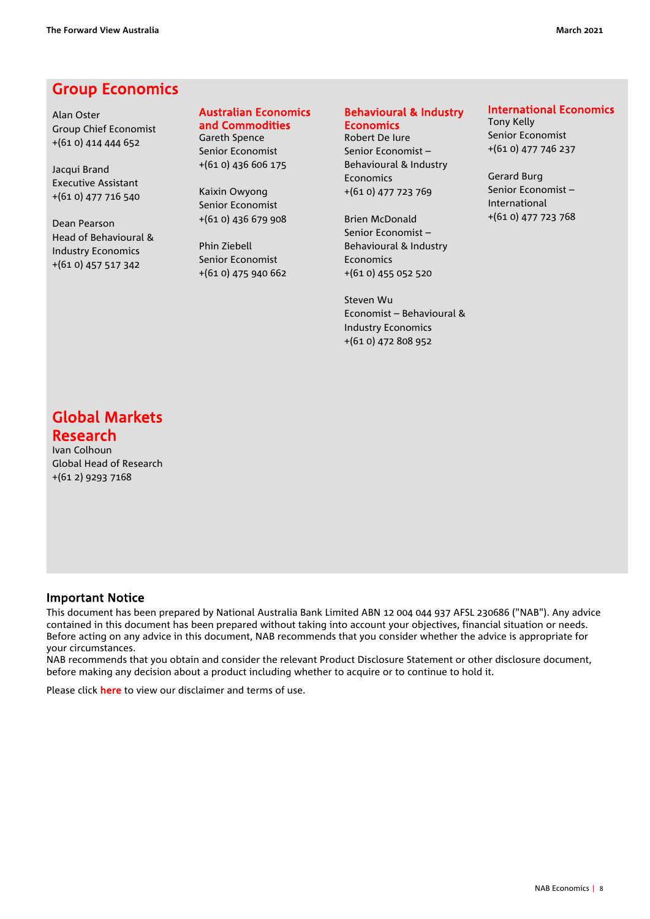# Group Economics

Alan Oster
Group Chief Economist
+(61 0) 414 444 652

Jacqui Brand
Executive Assistant
+(61 0) 477 716 540

Dean Pearson
Head of Behavioural & Industry Economics
+(61 0) 457 517 342

## Australian Economics and Commodities

Gareth Spence
Senior Economist
+(61 0) 436 606 175

Kaixin Owyong
Senior Economist
+(61 0) 436 679 908

Phin Ziebell
Senior Economist
+(61 0) 475 940 662

## Behavioural & Industry Economics

Robert De Iure
Senior Economist – Behavioural & Industry Economics
+(61 0) 477 723 769

Brien McDonald
Senior Economist – Behavioural & Industry Economics
+(61 0) 455 052 520

Steven Wu
Economist – Behavioural & Industry Economics
+(61 0) 472 808 952

## International Economics

Tony Kelly
Senior Economist
+(61 0) 477 746 237

Gerard Burg
Senior Economist – International
+(61 0) 477 723 768

# Global Markets Research

Ivan Colhoun
Global Head of Research
+(61 2) 9293 7168

## Important Notice

This document has been prepared by National Australia Bank Limited ABN 12 004 044 937 AFSL 230686 ("NAB"). Any advice contained in this document has been prepared without taking into account your objectives, financial situation or needs. Before acting on any advice in this document, NAB recommends that you consider whether the advice is appropriate for your circumstances.
NAB recommends that you obtain and consider the relevant Product Disclosure Statement or other disclosure document, before making any decision about a product including whether to acquire or to continue to hold it.

Please click **here** to view our disclaimer and terms of use.